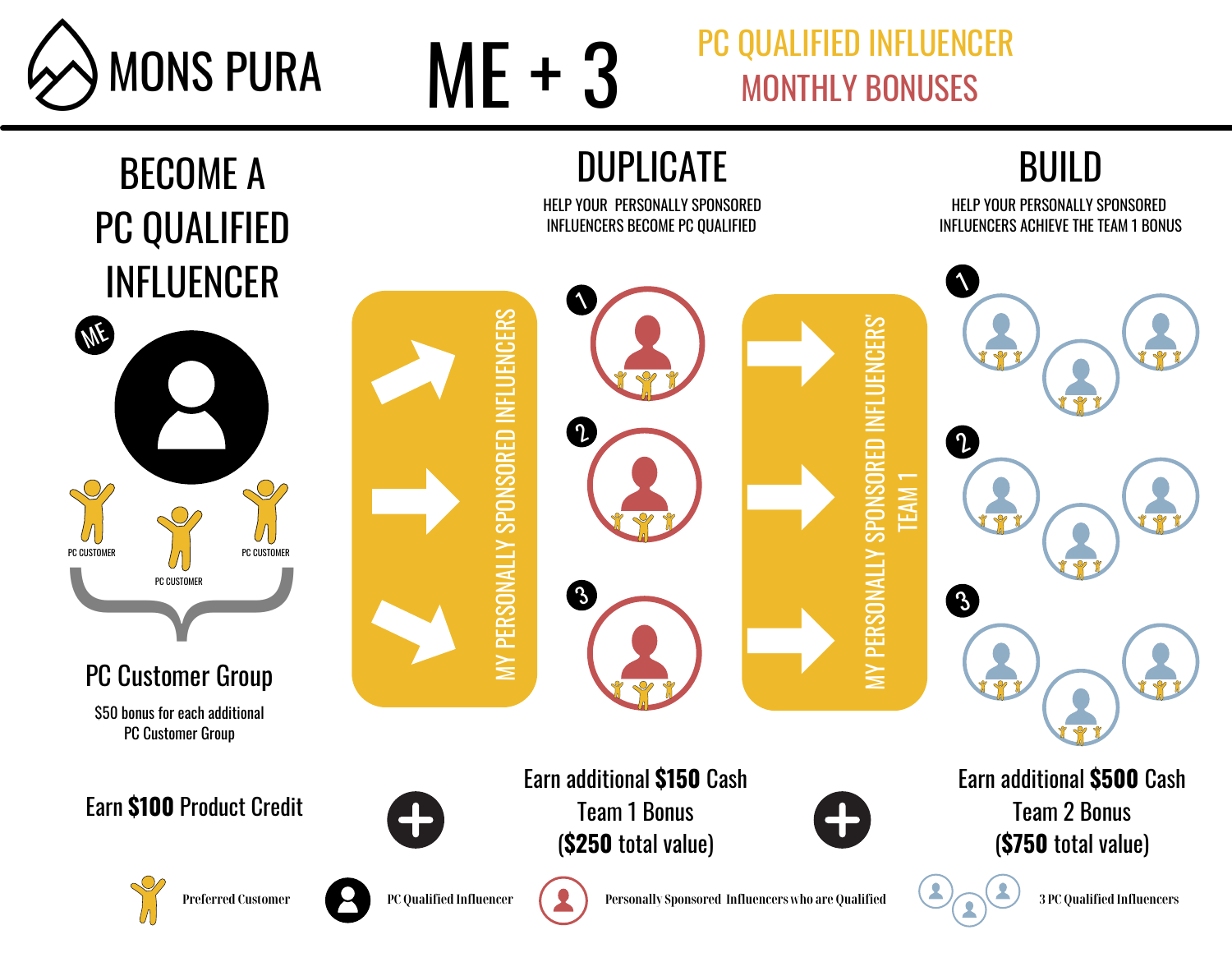# MONS PURA

# ME + 3

## PC QUALIFIED INFLUENCER MONTHLY BONUSES

## BECOME A PC QUALIFIED INFLUENCER

ME

PC CUSTOMER

PC CUSTOMER

PC CUSTOMER

### PC Customer Group

$50 bonus for each additional PC Customer Group

Earn **$100** Product Credit

## DUPLICATE

HELP YOUR PERSONALLY SPONSORED INFLUENCERS BECOME PC QUALIFIED

MY PERSONALLY SPONSORED INFLUENCERS

1

2

3

Earn additional **$150** Cash Team 1 Bonus (**$250** total value)

## BUILD

HELP YOUR PERSONALLY SPONSORED INFLUENCERS ACHIEVE THE TEAM 1 BONUS

MY PERSONALLY SPONSORED INFLUENCERS' TEAM 1

1

2

3

Earn additional **$500** Cash Team 2 Bonus (**$750** total value)

Preferred Customer | PC Qualified Influencer | Personally Sponsored Influencers who are Qualified | 3 PC Qualified Influencers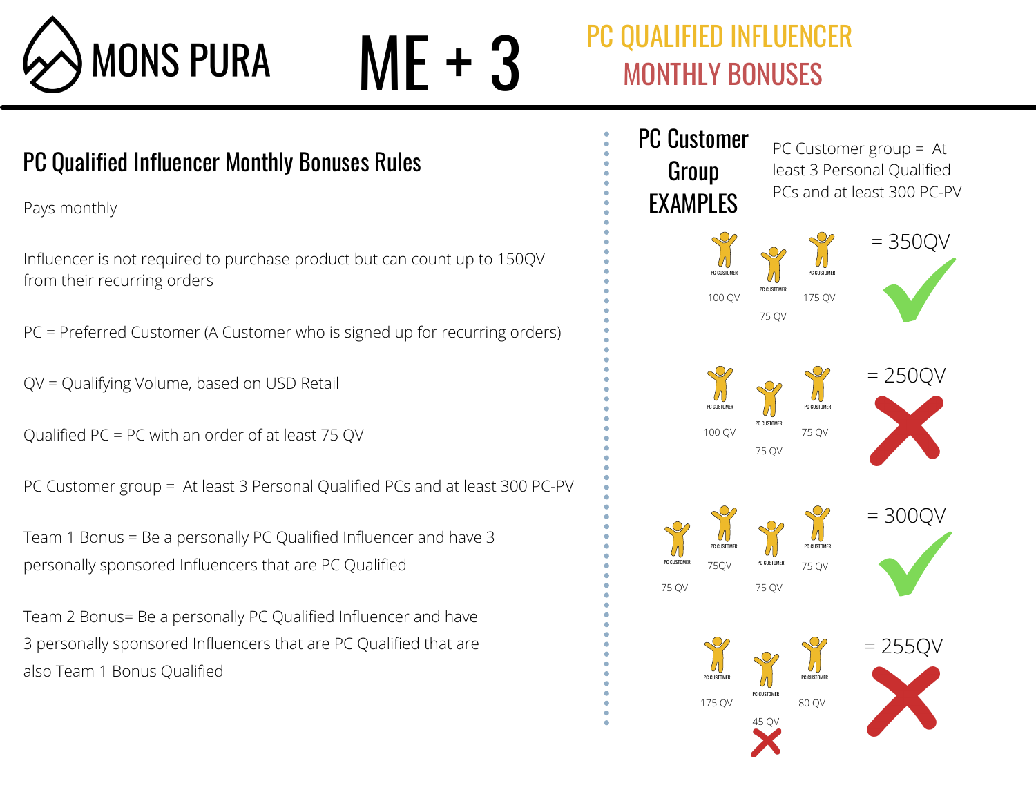# MONS PURA

# ME + 3

## PC QUALIFIED INFLUENCER MONTHLY BONUSES

## PC Qualified Influencer Monthly Bonuses Rules

Pays monthly

Influencer is not required to purchase product but can count up to 150QV from their recurring orders

PC = Preferred Customer (A Customer who is signed up for recurring orders)

QV = Qualifying Volume, based on USD Retail

Qualified PC = PC with an order of at least 75 QV

PC Customer group = At least 3 Personal Qualified PCs and at least 300 PC-PV

Team 1 Bonus = Be a personally PC Qualified Influencer and have 3 personally sponsored Influencers that are PC Qualified

Team 2 Bonus= Be a personally PC Qualified Influencer and have 3 personally sponsored Influencers that are PC Qualified that are also Team 1 Bonus Qualified

## PC Customer Group EXAMPLES

PC Customer group = At least 3 Personal Qualified PCs and at least 300 PC-PV

PC CUSTOMER 100 QV, PC CUSTOMER 75 QV, PC CUSTOMER 175 QV = 350QV ✓

PC CUSTOMER 100 QV, PC CUSTOMER 75 QV, PC CUSTOMER 75 QV = 250QV ✗

PC CUSTOMER 75 QV, PC CUSTOMER 75QV, PC CUSTOMER 75 QV, PC CUSTOMER 75 QV = 300QV ✓

PC CUSTOMER 175 QV, PC CUSTOMER 45 QV ✗, PC CUSTOMER 80 QV = 255QV ✗